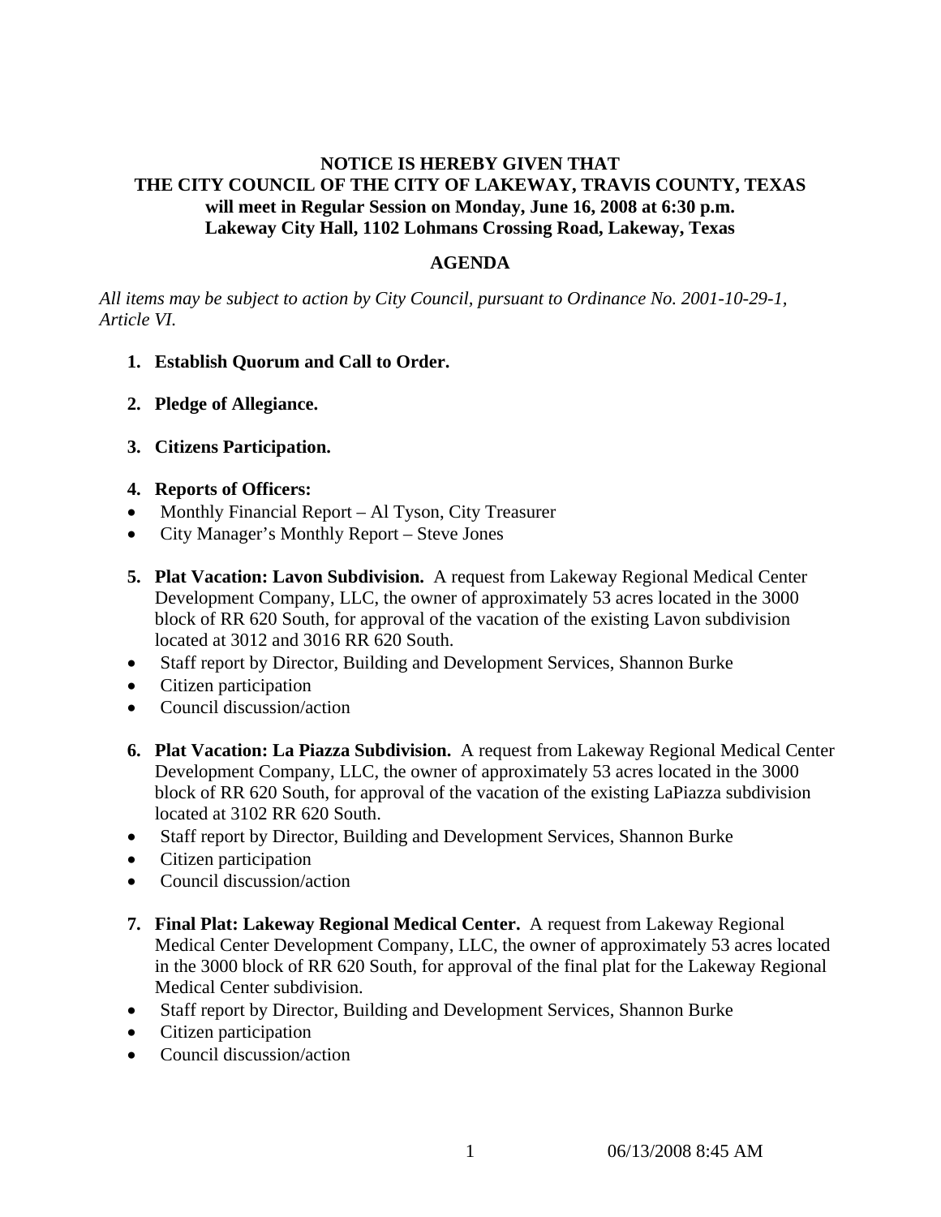**NOTICE IS HEREBY GIVEN THAT**
**THE CITY COUNCIL OF THE CITY OF LAKEWAY, TRAVIS COUNTY, TEXAS**
**will meet in Regular Session on Monday, June 16, 2008 at 6:30 p.m.**
**Lakeway City Hall, 1102 Lohmans Crossing Road, Lakeway, Texas**

## AGENDA

*All items may be subject to action by City Council, pursuant to Ordinance No. 2001-10-29-1, Article VI.*

1. **Establish Quorum and Call to Order.**

2. **Pledge of Allegiance.**

3. **Citizens Participation.**

4. **Reports of Officers:**

- Monthly Financial Report – Al Tyson, City Treasurer
- City Manager's Monthly Report – Steve Jones

5. **Plat Vacation: Lavon Subdivision.** A request from Lakeway Regional Medical Center Development Company, LLC, the owner of approximately 53 acres located in the 3000 block of RR 620 South, for approval of the vacation of the existing Lavon subdivision located at 3012 and 3016 RR 620 South.

- Staff report by Director, Building and Development Services, Shannon Burke
- Citizen participation
- Council discussion/action

6. **Plat Vacation: La Piazza Subdivision.** A request from Lakeway Regional Medical Center Development Company, LLC, the owner of approximately 53 acres located in the 3000 block of RR 620 South, for approval of the vacation of the existing LaPiazza subdivision located at 3102 RR 620 South.

- Staff report by Director, Building and Development Services, Shannon Burke
- Citizen participation
- Council discussion/action

7. **Final Plat: Lakeway Regional Medical Center.** A request from Lakeway Regional Medical Center Development Company, LLC, the owner of approximately 53 acres located in the 3000 block of RR 620 South, for approval of the final plat for the Lakeway Regional Medical Center subdivision.

- Staff report by Director, Building and Development Services, Shannon Burke
- Citizen participation
- Council discussion/action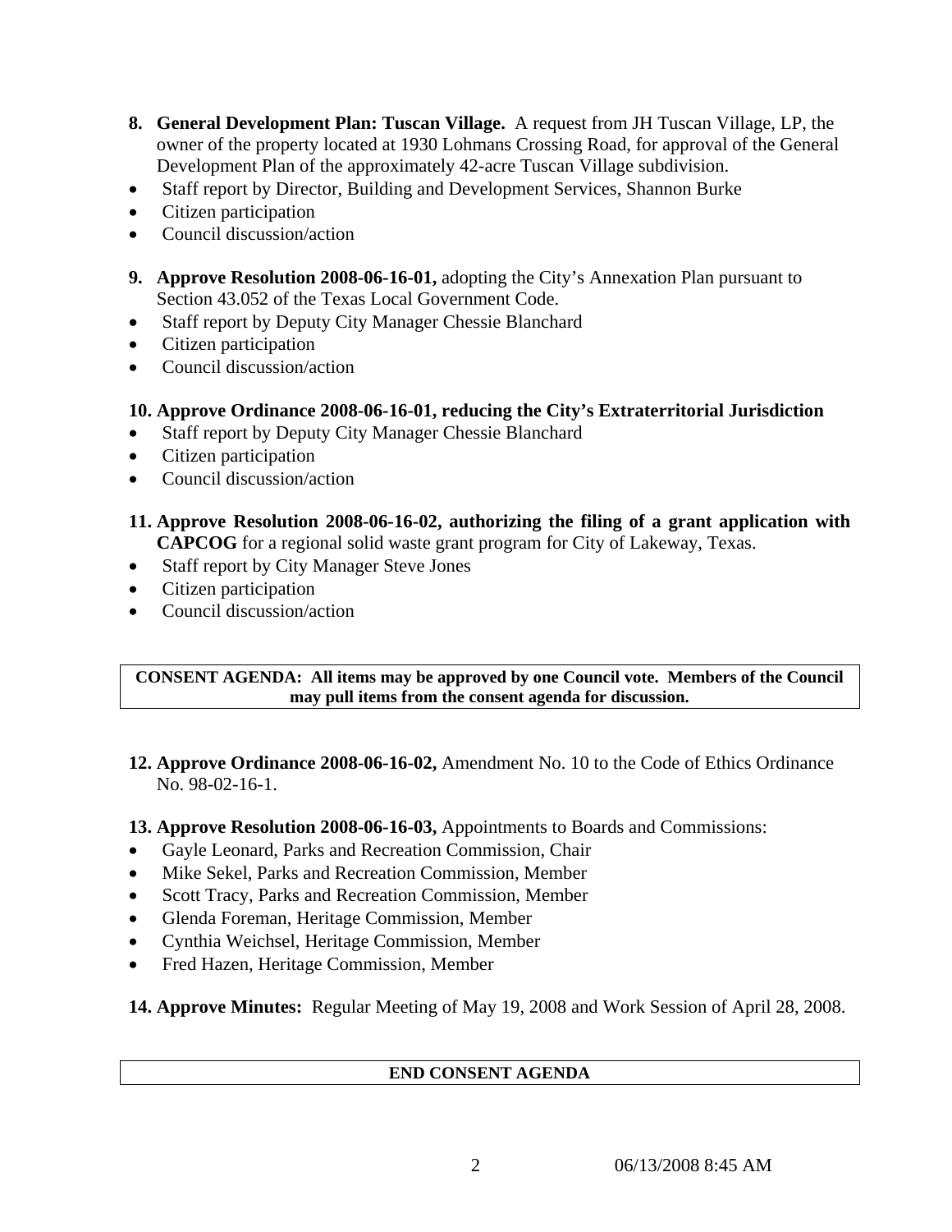**8. General Development Plan: Tuscan Village.** A request from JH Tuscan Village, LP, the owner of the property located at 1930 Lohmans Crossing Road, for approval of the General Development Plan of the approximately 42-acre Tuscan Village subdivision.

- Staff report by Director, Building and Development Services, Shannon Burke
- Citizen participation
- Council discussion/action

**9. Approve Resolution 2008-06-16-01,** adopting the City's Annexation Plan pursuant to Section 43.052 of the Texas Local Government Code.

- Staff report by Deputy City Manager Chessie Blanchard
- Citizen participation
- Council discussion/action

**10. Approve Ordinance 2008-06-16-01, reducing the City's Extraterritorial Jurisdiction**

- Staff report by Deputy City Manager Chessie Blanchard
- Citizen participation
- Council discussion/action

**11. Approve Resolution 2008-06-16-02, authorizing the filing of a grant application with CAPCOG** for a regional solid waste grant program for City of Lakeway, Texas.

- Staff report by City Manager Steve Jones
- Citizen participation
- Council discussion/action

**CONSENT AGENDA: All items may be approved by one Council vote. Members of the Council may pull items from the consent agenda for discussion.**

**12. Approve Ordinance 2008-06-16-02,** Amendment No. 10 to the Code of Ethics Ordinance No. 98-02-16-1.

**13. Approve Resolution 2008-06-16-03,** Appointments to Boards and Commissions:

- Gayle Leonard, Parks and Recreation Commission, Chair
- Mike Sekel, Parks and Recreation Commission, Member
- Scott Tracy, Parks and Recreation Commission, Member
- Glenda Foreman, Heritage Commission, Member
- Cynthia Weichsel, Heritage Commission, Member
- Fred Hazen, Heritage Commission, Member

**14. Approve Minutes:** Regular Meeting of May 19, 2008 and Work Session of April 28, 2008.

**END CONSENT AGENDA**

06/13/2008 8:45 AM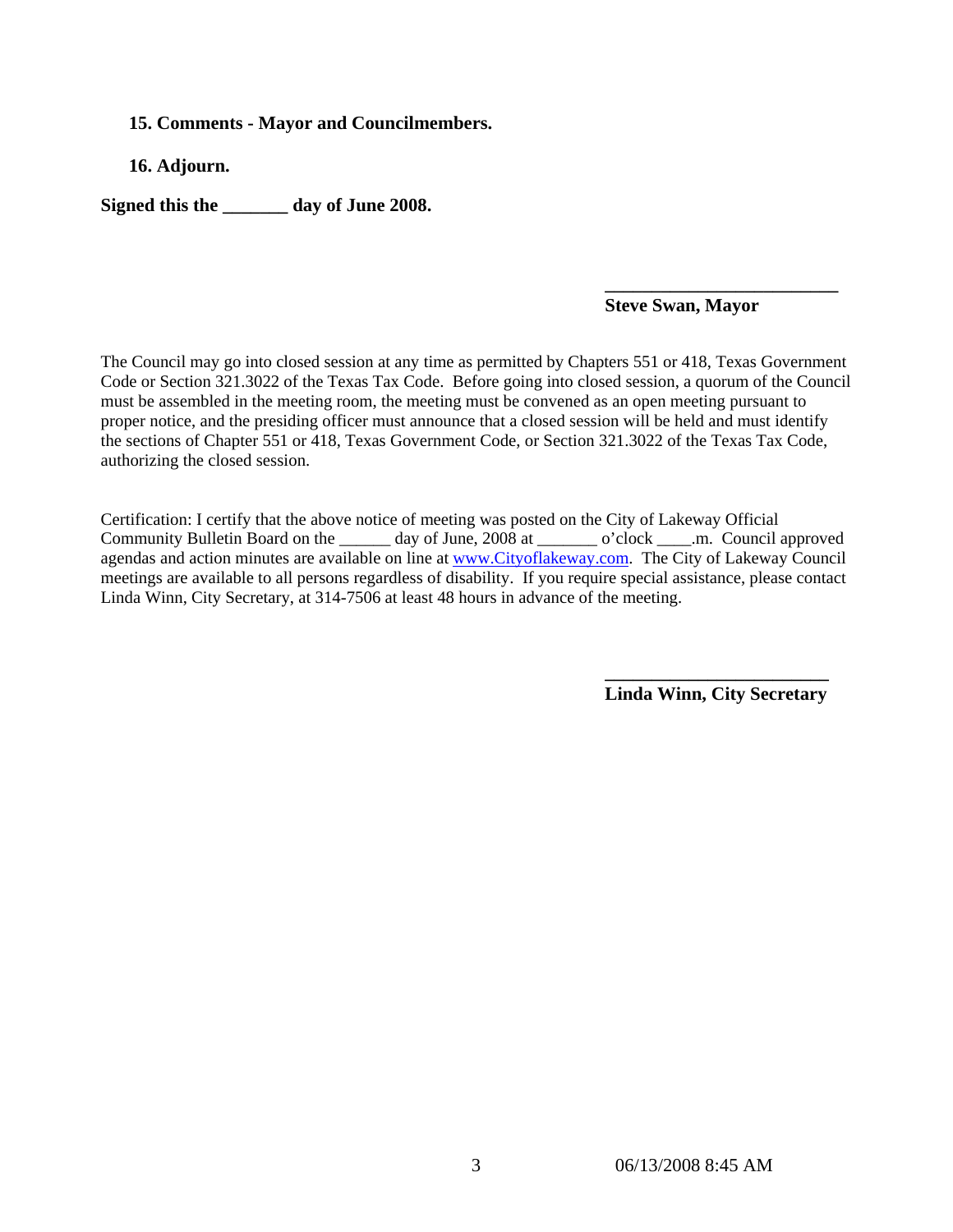**15. Comments - Mayor and Councilmembers.**

**16. Adjourn.**

**Signed this the _______ day of June 2008.**

_________________________

**Steve Swan, Mayor**

The Council may go into closed session at any time as permitted by Chapters 551 or 418, Texas Government Code or Section 321.3022 of the Texas Tax Code. Before going into closed session, a quorum of the Council must be assembled in the meeting room, the meeting must be convened as an open meeting pursuant to proper notice, and the presiding officer must announce that a closed session will be held and must identify the sections of Chapter 551 or 418, Texas Government Code, or Section 321.3022 of the Texas Tax Code, authorizing the closed session.

Certification: I certify that the above notice of meeting was posted on the City of Lakeway Official Community Bulletin Board on the ______ day of June, 2008 at _______ o'clock ____.m. Council approved agendas and action minutes are available on line at www.Cityoflakeway.com. The City of Lakeway Council meetings are available to all persons regardless of disability. If you require special assistance, please contact Linda Winn, City Secretary, at 314-7506 at least 48 hours in advance of the meeting.

_________________________

**Linda Winn, City Secretary**

06/13/2008 8:45 AM